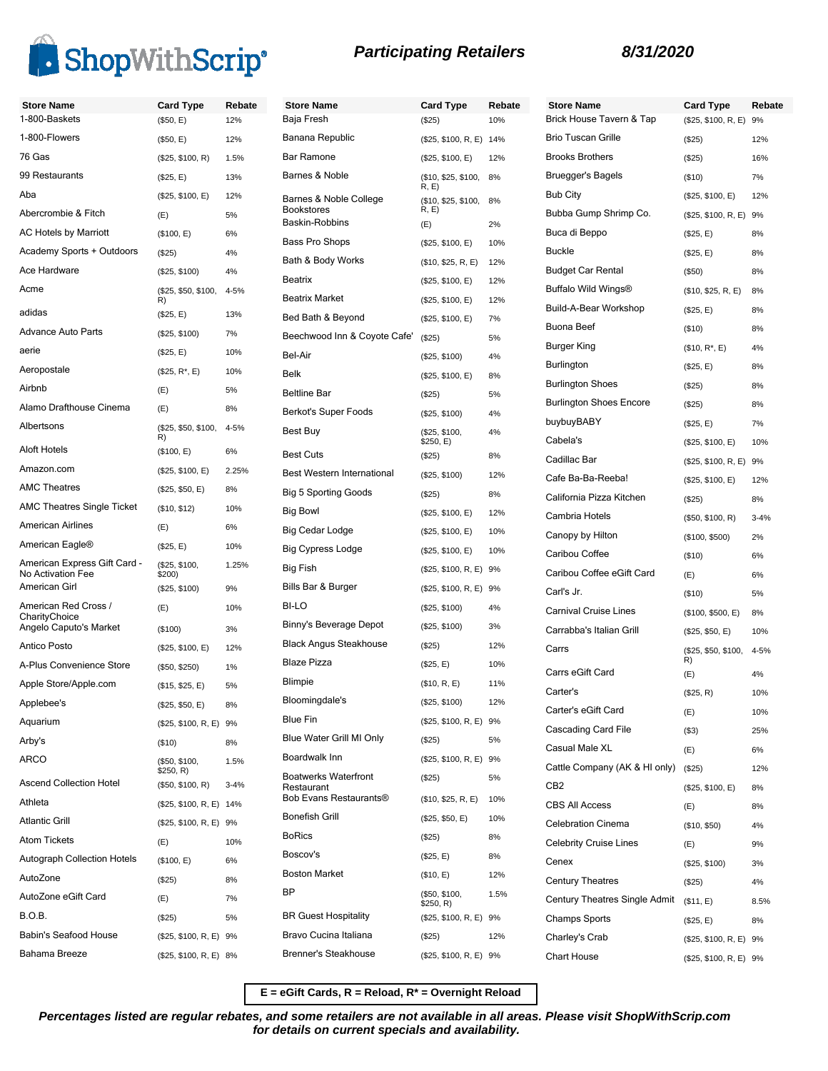# ShopWithScrip®

## Participating Retailers

**8/31/2020**

| Store Name | Card Type | Rebate |
|---|---|---|
| 1-800-Baskets | ($50, E) | 12% |
| 1-800-Flowers | ($50, E) | 12% |
| 76 Gas | ($25, $100, R) | 1.5% |
| 99 Restaurants | ($25, E) | 13% |
| Aba | ($25, $100, E) | 12% |
| Abercrombie & Fitch | (E) | 5% |
| AC Hotels by Marriott | ($100, E) | 6% |
| Academy Sports + Outdoors | ($25) | 4% |
| Ace Hardware | ($25, $100) | 4% |
| Acme | ($25, $50, $100, R) | 4-5% |
| adidas | ($25, E) | 13% |
| Advance Auto Parts | ($25, $100) | 7% |
| aerie | ($25, E) | 10% |
| Aeropostale | ($25, R*, E) | 10% |
| Airbnb | (E) | 5% |
| Alamo Drafthouse Cinema | (E) | 8% |
| Albertsons | ($25, $50, $100, R) | 4-5% |
| Aloft Hotels | ($100, E) | 6% |
| Amazon.com | ($25, $100, E) | 2.25% |
| AMC Theatres | ($25, $50, E) | 8% |
| AMC Theatres Single Ticket | ($10, $12) | 10% |
| American Airlines | (E) | 6% |
| American Eagle® | ($25, E) | 10% |
| American Express Gift Card - No Activation Fee | ($25, $100, $200) | 1.25% |
| American Girl | ($25, $100) | 9% |
| American Red Cross / CharityChoice | (E) | 10% |
| Angelo Caputo's Market | ($100) | 3% |
| Antico Posto | ($25, $100, E) | 12% |
| A-Plus Convenience Store | ($50, $250) | 1% |
| Apple Store/Apple.com | ($15, $25, E) | 5% |
| Applebee's | ($25, $50, E) | 8% |
| Aquarium | ($25, $100, R, E) | 9% |
| Arby's | ($10) | 8% |
| ARCO | ($50, $100, $250, R) | 1.5% |
| Ascend Collection Hotel | ($50, $100, R) | 3-4% |
| Athleta | ($25, $100, R, E) | 14% |
| Atlantic Grill | ($25, $100, R, E) | 9% |
| Atom Tickets | (E) | 10% |
| Autograph Collection Hotels | ($100, E) | 6% |
| AutoZone | ($25) | 8% |
| AutoZone eGift Card | (E) | 7% |
| B.O.B. | ($25) | 5% |
| Babin's Seafood House | ($25, $100, R, E) | 9% |
| Bahama Breeze | ($25, $100, R, E) | 8% |
| Baja Fresh | ($25) | 10% |
| Banana Republic | ($25, $100, R, E) | 14% |
| Bar Ramone | ($25, $100, E) | 12% |
| Barnes & Noble | ($10, $25, $100, R, E) | 8% |
| Barnes & Noble College Bookstores | ($10, $25, $100, R, E) | 8% |
| Baskin-Robbins | (E) | 2% |
| Bass Pro Shops | ($25, $100, E) | 10% |
| Bath & Body Works | ($10, $25, R, E) | 12% |
| Beatrix | ($25, $100, E) | 12% |
| Beatrix Market | ($25, $100, E) | 12% |
| Bed Bath & Beyond | ($25, $100, E) | 7% |
| Beechwood Inn & Coyote Cafe' | ($25) | 5% |
| Bel-Air | ($25, $100) | 4% |
| Belk | ($25, $100, E) | 8% |
| Beltline Bar | ($25) | 5% |
| Berkot's Super Foods | ($25, $100) | 4% |
| Best Buy | ($25, $100, $250, E) | 4% |
| Best Cuts | ($25) | 8% |
| Best Western International | ($25, $100) | 12% |
| Big 5 Sporting Goods | ($25) | 8% |
| Big Bowl | ($25, $100, E) | 12% |
| Big Cedar Lodge | ($25, $100, E) | 10% |
| Big Cypress Lodge | ($25, $100, E) | 10% |
| Big Fish | ($25, $100, R, E) | 9% |
| Bills Bar & Burger | ($25, $100, R, E) | 9% |
| BI-LO | ($25, $100) | 4% |
| Binny's Beverage Depot | ($25, $100) | 3% |
| Black Angus Steakhouse | ($25) | 12% |
| Blaze Pizza | ($25, E) | 10% |
| Blimpie | ($10, R, E) | 11% |
| Bloomingdale's | ($25, $100) | 12% |
| Blue Fin | ($25, $100, R, E) | 9% |
| Blue Water Grill MI Only | ($25) | 5% |
| Boardwalk Inn | ($25, $100, R, E) | 9% |
| Boatwerks Waterfront Restaurant | ($25) | 5% |
| Bob Evans Restaurants® | ($10, $25, R, E) | 10% |
| Bonefish Grill | ($25, $50, E) | 10% |
| BoRics | ($25) | 8% |
| Boscov's | ($25, E) | 8% |
| Boston Market | ($10, E) | 12% |
| BP | ($50, $100, $250, R) | 1.5% |
| BR Guest Hospitality | ($25, $100, R, E) | 9% |
| Bravo Cucina Italiana | ($25) | 12% |
| Brenner's Steakhouse | ($25, $100, R, E) | 9% |
| Brick House Tavern & Tap | ($25, $100, R, E) | 9% |
| Brio Tuscan Grille | ($25) | 12% |
| Brooks Brothers | ($25) | 16% |
| Bruegger's Bagels | ($10) | 7% |
| Bub City | ($25, $100, E) | 12% |
| Bubba Gump Shrimp Co. | ($25, $100, R, E) | 9% |
| Buca di Beppo | ($25, E) | 8% |
| Buckle | ($25, E) | 8% |
| Budget Car Rental | ($50) | 8% |
| Buffalo Wild Wings® | ($10, $25, R, E) | 8% |
| Build-A-Bear Workshop | ($25, E) | 8% |
| Buona Beef | ($10) | 8% |
| Burger King | ($10, R*, E) | 4% |
| Burlington | ($25, E) | 8% |
| Burlington Shoes | ($25) | 8% |
| Burlington Shoes Encore | ($25) | 8% |
| buybuyBABY | ($25, E) | 7% |
| Cabela's | ($25, $100, E) | 10% |
| Cadillac Bar | ($25, $100, R, E) | 9% |
| Cafe Ba-Ba-Reeba! | ($25, $100, E) | 12% |
| California Pizza Kitchen | ($25) | 8% |
| Cambria Hotels | ($50, $100, R) | 3-4% |
| Canopy by Hilton | ($100, $500) | 2% |
| Caribou Coffee | ($10) | 6% |
| Caribou Coffee eGift Card | (E) | 6% |
| Carl's Jr. | ($10) | 5% |
| Carnival Cruise Lines | ($100, $500, E) | 8% |
| Carrabba's Italian Grill | ($25, $50, E) | 10% |
| Carrs | ($25, $50, $100, R) | 4-5% |
| Carrs eGift Card | (E) | 4% |
| Carter's | ($25, R) | 10% |
| Carter's eGift Card | (E) | 10% |
| Cascading Card File | ($3) | 25% |
| Casual Male XL | (E) | 6% |
| Cattle Company (AK & HI only) | ($25) | 12% |
| CB2 | ($25, $100, E) | 8% |
| CBS All Access | (E) | 8% |
| Celebration Cinema | ($10, $50) | 4% |
| Celebrity Cruise Lines | (E) | 9% |
| Cenex | ($25, $100) | 3% |
| Century Theatres | ($25) | 4% |
| Century Theatres Single Admit | ($11, E) | 8.5% |
| Champs Sports | ($25, E) | 8% |
| Charley's Crab | ($25, $100, R, E) | 9% |
| Chart House | ($25, $100, R, E) | 9% |

**E = eGift Cards, R = Reload, R* = Overnight Reload**

***Percentages listed are regular rebates, and some retailers are not available in all areas. Please visit ShopWithScrip.com for details on current specials and availability.***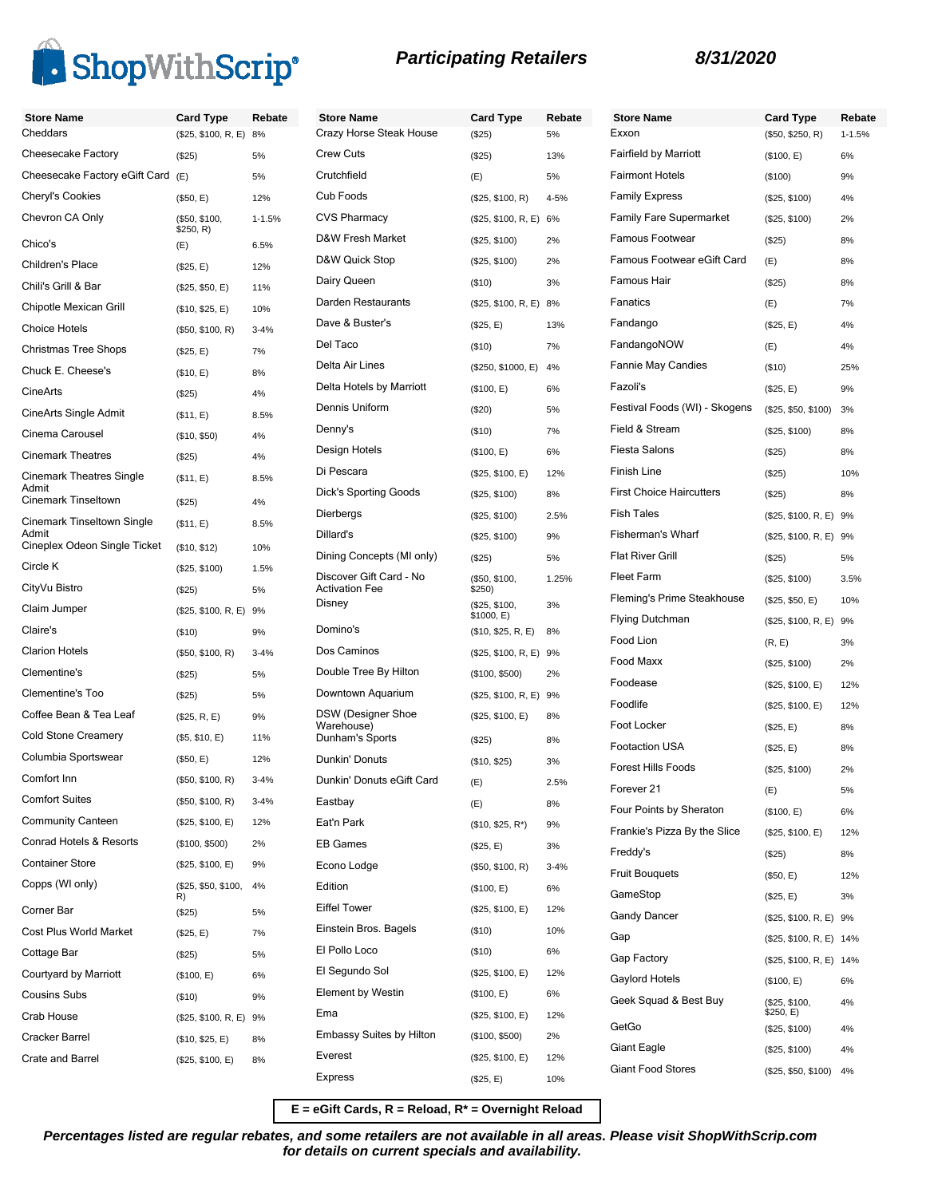# ShopWithScrip® — Participating Retailers — 8/31/2020

| Store Name | Card Type | Rebate |
|---|---|---|
| Cheddars | ($25, $100, R, E) | 8% |
| Cheesecake Factory | ($25) | 5% |
| Cheesecake Factory eGift Card | (E) | 5% |
| Cheryl's Cookies | ($50, E) | 12% |
| Chevron CA Only | ($50, $100, $250, R) | 1-1.5% |
| Chico's | (E) | 6.5% |
| Children's Place | ($25, E) | 12% |
| Chili's Grill & Bar | ($25, $50, E) | 11% |
| Chipotle Mexican Grill | ($10, $25, E) | 10% |
| Choice Hotels | ($50, $100, R) | 3-4% |
| Christmas Tree Shops | ($25, E) | 7% |
| Chuck E. Cheese's | ($10, E) | 8% |
| CineArts | ($25) | 4% |
| CineArts Single Admit | ($11, E) | 8.5% |
| Cinema Carousel | ($10, $50) | 4% |
| Cinemark Theatres | ($25) | 4% |
| Cinemark Theatres Single Admit | ($11, E) | 8.5% |
| Cinemark Tinseltown | ($25) | 4% |
| Cinemark Tinseltown Single Admit | ($11, E) | 8.5% |
| Cineplex Odeon Single Ticket | ($10, $12) | 10% |
| Circle K | ($25, $100) | 1.5% |
| CityVu Bistro | ($25) | 5% |
| Claim Jumper | ($25, $100, R, E) | 9% |
| Claire's | ($10) | 9% |
| Clarion Hotels | ($50, $100, R) | 3-4% |
| Clementine's | ($25) | 5% |
| Clementine's Too | ($25) | 5% |
| Coffee Bean & Tea Leaf | ($25, R, E) | 9% |
| Cold Stone Creamery | ($5, $10, E) | 11% |
| Columbia Sportswear | ($50, E) | 12% |
| Comfort Inn | ($50, $100, R) | 3-4% |
| Comfort Suites | ($50, $100, R) | 3-4% |
| Community Canteen | ($25, $100, E) | 12% |
| Conrad Hotels & Resorts | ($100, $500) | 2% |
| Container Store | ($25, $100, E) | 9% |
| Copps (WI only) | ($25, $50, $100, R) | 4% |
| Corner Bar | ($25) | 5% |
| Cost Plus World Market | ($25, E) | 7% |
| Cottage Bar | ($25) | 5% |
| Courtyard by Marriott | ($100, E) | 6% |
| Cousins Subs | ($10) | 9% |
| Crab House | ($25, $100, R, E) | 9% |
| Cracker Barrel | ($10, $25, E) | 8% |
| Crate and Barrel | ($25, $100, E) | 8% |
| Crazy Horse Steak House | ($25) | 5% |
| Crew Cuts | ($25) | 13% |
| Crutchfield | (E) | 5% |
| Cub Foods | ($25, $100, R) | 4-5% |
| CVS Pharmacy | ($25, $100, R, E) | 6% |
| D&W Fresh Market | ($25, $100) | 2% |
| D&W Quick Stop | ($25, $100) | 2% |
| Dairy Queen | ($10) | 3% |
| Darden Restaurants | ($25, $100, R, E) | 8% |
| Dave & Buster's | ($25, E) | 13% |
| Del Taco | ($10) | 7% |
| Delta Air Lines | ($250, $1000, E) | 4% |
| Delta Hotels by Marriott | ($100, E) | 6% |
| Dennis Uniform | ($20) | 5% |
| Denny's | ($10) | 7% |
| Design Hotels | ($100, E) | 6% |
| Di Pescara | ($25, $100, E) | 12% |
| Dick's Sporting Goods | ($25, $100) | 8% |
| Dierbergs | ($25, $100) | 2.5% |
| Dillard's | ($25, $100) | 9% |
| Dining Concepts (MI only) | ($25) | 5% |
| Discover Gift Card - No Activation Fee | ($50, $100, $250) | 1.25% |
| Disney | ($25, $100, $1000, E) | 3% |
| Domino's | ($10, $25, R, E) | 8% |
| Dos Caminos | ($25, $100, R, E) | 9% |
| Double Tree By Hilton | ($100, $500) | 2% |
| Downtown Aquarium | ($25, $100, R, E) | 9% |
| DSW (Designer Shoe Warehouse) | ($25, $100, E) | 8% |
| Dunham's Sports | ($25) | 8% |
| Dunkin' Donuts | ($10, $25) | 3% |
| Dunkin' Donuts eGift Card | (E) | 2.5% |
| Eastbay | (E) | 8% |
| Eat'n Park | ($10, $25, R*) | 9% |
| EB Games | ($25, E) | 3% |
| Econo Lodge | ($50, $100, R) | 3-4% |
| Edition | ($100, E) | 6% |
| Eiffel Tower | ($25, $100, E) | 12% |
| Einstein Bros. Bagels | ($10) | 10% |
| El Pollo Loco | ($10) | 6% |
| El Segundo Sol | ($25, $100, E) | 12% |
| Element by Westin | ($100, E) | 6% |
| Ema | ($25, $100, E) | 12% |
| Embassy Suites by Hilton | ($100, $500) | 2% |
| Everest | ($25, $100, E) | 12% |
| Express | ($25, E) | 10% |
| Exxon | ($50, $250, R) | 1-1.5% |
| Fairfield by Marriott | ($100, E) | 6% |
| Fairmont Hotels | ($100) | 9% |
| Family Express | ($25, $100) | 4% |
| Family Fare Supermarket | ($25, $100) | 2% |
| Famous Footwear | ($25) | 8% |
| Famous Footwear eGift Card | (E) | 8% |
| Famous Hair | ($25) | 8% |
| Fanatics | (E) | 7% |
| Fandango | ($25, E) | 4% |
| FandangoNOW | (E) | 4% |
| Fannie May Candies | ($10) | 25% |
| Fazoli's | ($25, E) | 9% |
| Festival Foods (WI) - Skogens | ($25, $50, $100) | 3% |
| Field & Stream | ($25, $100) | 8% |
| Fiesta Salons | ($25) | 8% |
| Finish Line | ($25) | 10% |
| First Choice Haircutters | ($25) | 8% |
| Fish Tales | ($25, $100, R, E) | 9% |
| Fisherman's Wharf | ($25, $100, R, E) | 9% |
| Flat River Grill | ($25) | 5% |
| Fleet Farm | ($25, $100) | 3.5% |
| Fleming's Prime Steakhouse | ($25, $50, E) | 10% |
| Flying Dutchman | ($25, $100, R, E) | 9% |
| Food Lion | (R, E) | 3% |
| Food Maxx | ($25, $100) | 2% |
| Foodease | ($25, $100, E) | 12% |
| Foodlife | ($25, $100, E) | 12% |
| Foot Locker | ($25, E) | 8% |
| Footaction USA | ($25, E) | 8% |
| Forest Hills Foods | ($25, $100) | 2% |
| Forever 21 | (E) | 5% |
| Four Points by Sheraton | ($100, E) | 6% |
| Frankie's Pizza By the Slice | ($25, $100, E) | 12% |
| Freddy's | ($25) | 8% |
| Fruit Bouquets | ($50, E) | 12% |
| GameStop | ($25, E) | 3% |
| Gandy Dancer | ($25, $100, R, E) | 9% |
| Gap | ($25, $100, R, E) | 14% |
| Gap Factory | ($25, $100, R, E) | 14% |
| Gaylord Hotels | ($100, E) | 6% |
| Geek Squad & Best Buy | ($25, $100, $250, E) | 4% |
| GetGo | ($25, $100) | 4% |
| Giant Eagle | ($25, $100) | 4% |
| Giant Food Stores | ($25, $50, $100) | 4% |

**E = eGift Cards, R = Reload, R* = Overnight Reload**

***Percentages listed are regular rebates, and some retailers are not available in all areas. Please visit ShopWithScrip.com for details on current specials and availability.***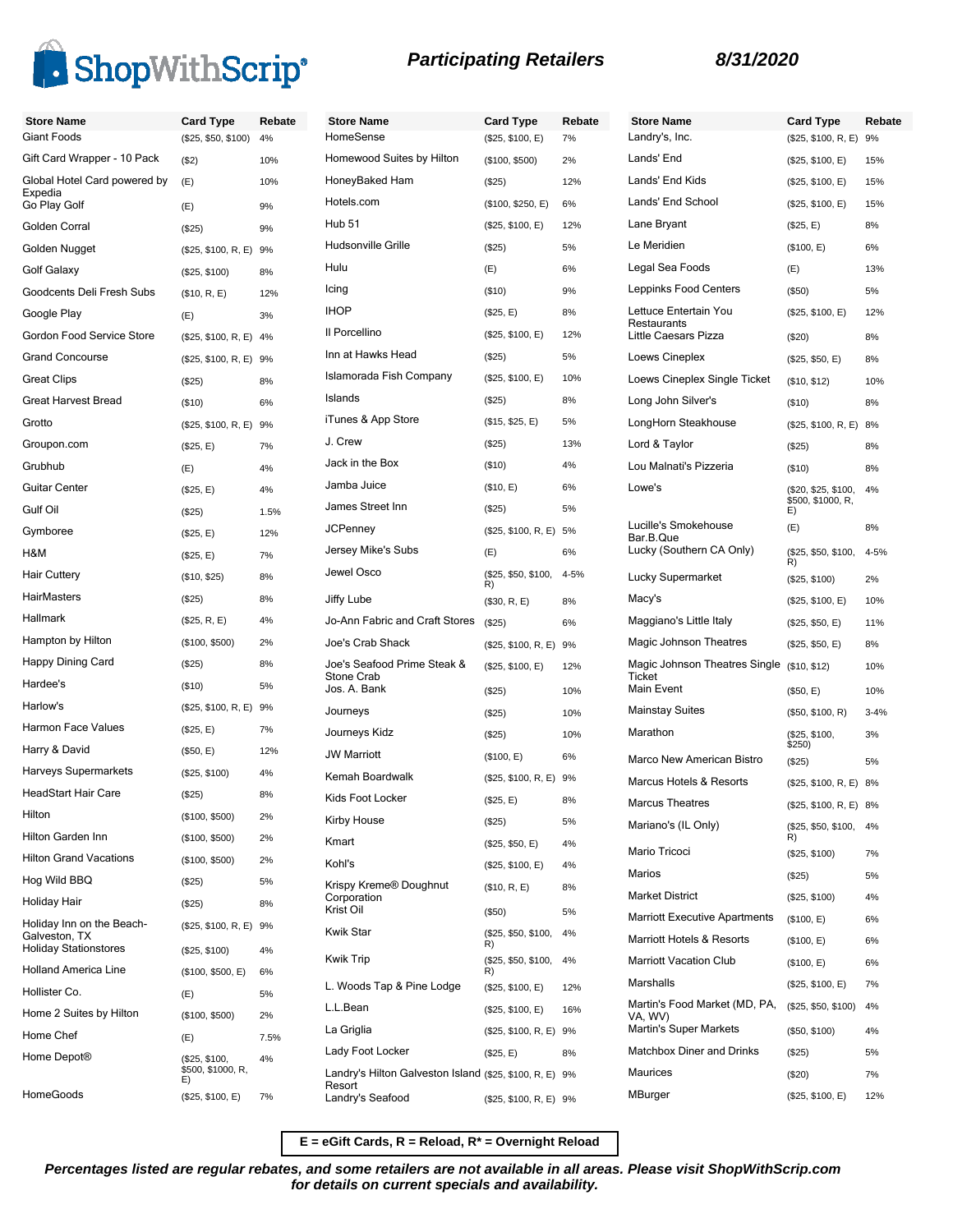# ShopWithScrip®

## Participating Retailers — 8/31/2020

| Store Name | Card Type | Rebate |
|---|---|---|
| Giant Foods | ($25, $50, $100) | 4% |
| Gift Card Wrapper - 10 Pack | ($2) | 10% |
| Global Hotel Card powered by Expedia | (E) | 10% |
| Go Play Golf | (E) | 9% |
| Golden Corral | ($25) | 9% |
| Golden Nugget | ($25, $100, R, E) | 9% |
| Golf Galaxy | ($25, $100) | 8% |
| Goodcents Deli Fresh Subs | ($10, R, E) | 12% |
| Google Play | (E) | 3% |
| Gordon Food Service Store | ($25, $100, R, E) | 4% |
| Grand Concourse | ($25, $100, R, E) | 9% |
| Great Clips | ($25) | 8% |
| Great Harvest Bread | ($10) | 6% |
| Grotto | ($25, $100, R, E) | 9% |
| Groupon.com | ($25, E) | 7% |
| Grubhub | (E) | 4% |
| Guitar Center | ($25, E) | 4% |
| Gulf Oil | ($25) | 1.5% |
| Gymboree | ($25, E) | 12% |
| H&M | ($25, E) | 7% |
| Hair Cuttery | ($10, $25) | 8% |
| HairMasters | ($25) | 8% |
| Hallmark | ($25, R, E) | 4% |
| Hampton by Hilton | ($100, $500) | 2% |
| Happy Dining Card | ($25) | 8% |
| Hardee's | ($10) | 5% |
| Harlow's | ($25, $100, R, E) | 9% |
| Harmon Face Values | ($25, E) | 7% |
| Harry & David | ($50, E) | 12% |
| Harveys Supermarkets | ($25, $100) | 4% |
| HeadStart Hair Care | ($25) | 8% |
| Hilton | ($100, $500) | 2% |
| Hilton Garden Inn | ($100, $500) | 2% |
| Hilton Grand Vacations | ($100, $500) | 2% |
| Hog Wild BBQ | ($25) | 5% |
| Holiday Hair | ($25) | 8% |
| Holiday Inn on the Beach-Galveston, TX | ($25, $100, R, E) | 9% |
| Holiday Stationstores | ($25, $100) | 4% |
| Holland America Line | ($100, $500, E) | 6% |
| Hollister Co. | (E) | 5% |
| Home 2 Suites by Hilton | ($100, $500) | 2% |
| Home Chef | (E) | 7.5% |
| Home Depot® | ($25, $100, $500, $1000, R, E) | 4% |
| HomeGoods | ($25, $100, E) | 7% |
| HomeSense | ($25, $100, E) | 7% |
| Homewood Suites by Hilton | ($100, $500) | 2% |
| HoneyBaked Ham | ($25) | 12% |
| Hotels.com | ($100, $250, E) | 6% |
| Hub 51 | ($25, $100, E) | 12% |
| Hudsonville Grille | ($25) | 5% |
| Hulu | (E) | 6% |
| Icing | ($10) | 9% |
| IHOP | ($25, E) | 8% |
| Il Porcellino | ($25, $100, E) | 12% |
| Inn at Hawks Head | ($25) | 5% |
| Islamorada Fish Company | ($25, $100, E) | 10% |
| Islands | ($25) | 8% |
| iTunes & App Store | ($15, $25, E) | 5% |
| J. Crew | ($25) | 13% |
| Jack in the Box | ($10) | 4% |
| Jamba Juice | ($10, E) | 6% |
| James Street Inn | ($25) | 5% |
| JCPenney | ($25, $100, R, E) | 5% |
| Jersey Mike's Subs | (E) | 6% |
| Jewel Osco | ($25, $50, $100, R) | 4-5% |
| Jiffy Lube | ($30, R, E) | 8% |
| Jo-Ann Fabric and Craft Stores | ($25) | 6% |
| Joe's Crab Shack | ($25, $100, R, E) | 9% |
| Joe's Seafood Prime Steak & Stone Crab | ($25, $100, E) | 12% |
| Jos. A. Bank | ($25) | 10% |
| Journeys | ($25) | 10% |
| Journeys Kidz | ($25) | 10% |
| JW Marriott | ($100, E) | 6% |
| Kemah Boardwalk | ($25, $100, R, E) | 9% |
| Kids Foot Locker | ($25, E) | 8% |
| Kirby House | ($25) | 5% |
| Kmart | ($25, $50, E) | 4% |
| Kohl's | ($25, $100, E) | 4% |
| Krispy Kreme® Doughnut Corporation | ($10, R, E) | 8% |
| Krist Oil | ($50) | 5% |
| Kwik Star | ($25, $50, $100, R) | 4% |
| Kwik Trip | ($25, $50, $100, R) | 4% |
| L. Woods Tap & Pine Lodge | ($25, $100, E) | 12% |
| L.L.Bean | ($25, $100, E) | 16% |
| La Griglia | ($25, $100, R, E) | 9% |
| Lady Foot Locker | ($25, E) | 8% |
| Landry's Hilton Galveston Island Resort | ($25, $100, R, E) | 9% |
| Landry's Seafood | ($25, $100, R, E) | 9% |
| Landry's, Inc. | ($25, $100, R, E) | 9% |
| Lands' End | ($25, $100, E) | 15% |
| Lands' End Kids | ($25, $100, E) | 15% |
| Lands' End School | ($25, $100, E) | 15% |
| Lane Bryant | ($25, E) | 8% |
| Le Meridien | ($100, E) | 6% |
| Legal Sea Foods | (E) | 13% |
| Leppinks Food Centers | ($50) | 5% |
| Lettuce Entertain You Restaurants | ($25, $100, E) | 12% |
| Little Caesars Pizza | ($20) | 8% |
| Loews Cineplex | ($25, $50, E) | 8% |
| Loews Cineplex Single Ticket | ($10, $12) | 10% |
| Long John Silver's | ($10) | 8% |
| LongHorn Steakhouse | ($25, $100, R, E) | 8% |
| Lord & Taylor | ($25) | 8% |
| Lou Malnati's Pizzeria | ($10) | 8% |
| Lowe's | ($20, $25, $100, $500, $1000, R, E) | 4% |
| Lucille's Smokehouse Bar.B.Que | (E) | 8% |
| Lucky (Southern CA Only) | ($25, $50, $100, R) | 4-5% |
| Lucky Supermarket | ($25, $100) | 2% |
| Macy's | ($25, $100, E) | 10% |
| Maggiano's Little Italy | ($25, $50, E) | 11% |
| Magic Johnson Theatres | ($25, $50, E) | 8% |
| Magic Johnson Theatres Single Ticket | ($10, $12) | 10% |
| Main Event | ($50, E) | 10% |
| Mainstay Suites | ($50, $100, R) | 3-4% |
| Marathon | ($25, $100, $250) | 3% |
| Marco New American Bistro | ($25) | 5% |
| Marcus Hotels & Resorts | ($25, $100, R, E) | 8% |
| Marcus Theatres | ($25, $100, R, E) | 8% |
| Mariano's (IL Only) | ($25, $50, $100, R) | 4% |
| Mario Tricoci | ($25, $100) | 7% |
| Marios | ($25) | 5% |
| Market District | ($25, $100) | 4% |
| Marriott Executive Apartments | ($100, E) | 6% |
| Marriott Hotels & Resorts | ($100, E) | 6% |
| Marriott Vacation Club | ($100, E) | 6% |
| Marshalls | ($25, $100, E) | 7% |
| Martin's Food Market (MD, PA, VA, WV) | ($25, $50, $100) | 4% |
| Martin's Super Markets | ($50, $100) | 4% |
| Matchbox Diner and Drinks | ($25) | 5% |
| Maurices | ($20) | 7% |
| MBurger | ($25, $100, E) | 12% |

**E = eGift Cards, R = Reload, R* = Overnight Reload**

***Percentages listed are regular rebates, and some retailers are not available in all areas. Please visit ShopWithScrip.com for details on current specials and availability.***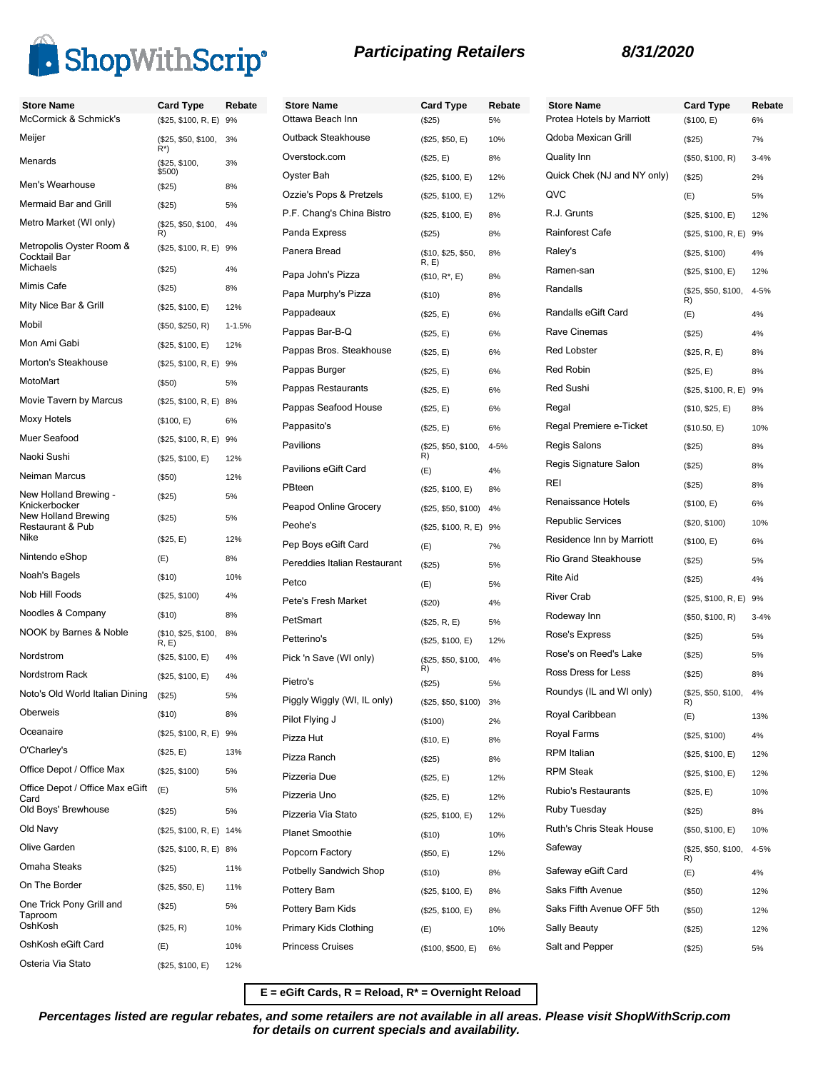# ShopWithScrip®

## Participating Retailers

**8/31/2020**

| Store Name | Card Type | Rebate |
|---|---|---|
| McCormick & Schmick's | ($25, $100, R, E) | 9% |
| Meijer | ($25, $50, $100, R*) | 3% |
| Menards | ($25, $100, $500) | 3% |
| Men's Wearhouse | ($25) | 8% |
| Mermaid Bar and Grill | ($25) | 5% |
| Metro Market (WI only) | ($25, $50, $100, R) | 4% |
| Metropolis Oyster Room & Cocktail Bar | ($25, $100, R, E) | 9% |
| Michaels | ($25) | 4% |
| Mimis Cafe | ($25) | 8% |
| Mity Nice Bar & Grill | ($25, $100, E) | 12% |
| Mobil | ($50, $250, R) | 1-1.5% |
| Mon Ami Gabi | ($25, $100, E) | 12% |
| Morton's Steakhouse | ($25, $100, R, E) | 9% |
| MotoMart | ($50) | 5% |
| Movie Tavern by Marcus | ($25, $100, R, E) | 8% |
| Moxy Hotels | ($100, E) | 6% |
| Muer Seafood | ($25, $100, R, E) | 9% |
| Naoki Sushi | ($25, $100, E) | 12% |
| Neiman Marcus | ($50) | 12% |
| New Holland Brewing - Knickerbocker | ($25) | 5% |
| New Holland Brewing Restaurant & Pub | ($25) | 5% |
| Nike | ($25, E) | 12% |
| Nintendo eShop | (E) | 8% |
| Noah's Bagels | ($10) | 10% |
| Nob Hill Foods | ($25, $100) | 4% |
| Noodles & Company | ($10) | 8% |
| NOOK by Barnes & Noble | ($10, $25, $100, R, E) | 8% |
| Nordstrom | ($25, $100, E) | 4% |
| Nordstrom Rack | ($25, $100, E) | 4% |
| Noto's Old World Italian Dining | ($25) | 5% |
| Oberweis | ($10) | 8% |
| Oceanaire | ($25, $100, R, E) | 9% |
| O'Charley's | ($25, E) | 13% |
| Office Depot / Office Max | ($25, $100) | 5% |
| Office Depot / Office Max eGift Card | (E) | 5% |
| Old Boys' Brewhouse | ($25) | 5% |
| Old Navy | ($25, $100, R, E) | 14% |
| Olive Garden | ($25, $100, R, E) | 8% |
| Omaha Steaks | ($25) | 11% |
| On The Border | ($25, $50, E) | 11% |
| One Trick Pony Grill and Taproom | ($25) | 5% |
| OshKosh | ($25, R) | 10% |
| OshKosh eGift Card | (E) | 10% |
| Osteria Via Stato | ($25, $100, E) | 12% |
| Ottawa Beach Inn | ($25) | 5% |
| Outback Steakhouse | ($25, $50, E) | 10% |
| Overstock.com | ($25, E) | 8% |
| Oyster Bah | ($25, $100, E) | 12% |
| Ozzie's Pops & Pretzels | ($25, $100, E) | 12% |
| P.F. Chang's China Bistro | ($25, $100, E) | 8% |
| Panda Express | ($25) | 8% |
| Panera Bread | ($10, $25, $50, R, E) | 8% |
| Papa John's Pizza | ($10, R*, E) | 8% |
| Papa Murphy's Pizza | ($10) | 8% |
| Pappadeaux | ($25, E) | 6% |
| Pappas Bar-B-Q | ($25, E) | 6% |
| Pappas Bros. Steakhouse | ($25, E) | 6% |
| Pappas Burger | ($25, E) | 6% |
| Pappas Restaurants | ($25, E) | 6% |
| Pappas Seafood House | ($25, E) | 6% |
| Pappasito's | ($25, E) | 6% |
| Pavilions | ($25, $50, $100, R) | 4-5% |
| Pavilions eGift Card | (E) | 4% |
| PBteen | ($25, $100, E) | 8% |
| Peapod Online Grocery | ($25, $50, $100) | 4% |
| Peohe's | ($25, $100, R, E) | 9% |
| Pep Boys eGift Card | (E) | 7% |
| Pereddies Italian Restaurant | ($25) | 5% |
| Petco | (E) | 5% |
| Pete's Fresh Market | ($20) | 4% |
| PetSmart | ($25, R, E) | 5% |
| Petterino's | ($25, $100, E) | 12% |
| Pick 'n Save (WI only) | ($25, $50, $100, R) | 4% |
| Pietro's | ($25) | 5% |
| Piggly Wiggly (WI, IL only) | ($25, $50, $100) | 3% |
| Pilot Flying J | ($100) | 2% |
| Pizza Hut | ($10, E) | 8% |
| Pizza Ranch | ($25) | 8% |
| Pizzeria Due | ($25, E) | 12% |
| Pizzeria Uno | ($25, E) | 12% |
| Pizzeria Via Stato | ($25, $100, E) | 12% |
| Planet Smoothie | ($10) | 10% |
| Popcorn Factory | ($50, E) | 12% |
| Potbelly Sandwich Shop | ($10) | 8% |
| Pottery Barn | ($25, $100, E) | 8% |
| Pottery Barn Kids | ($25, $100, E) | 8% |
| Primary Kids Clothing | (E) | 10% |
| Princess Cruises | ($100, $500, E) | 6% |
| Protea Hotels by Marriott | ($100, E) | 6% |
| Qdoba Mexican Grill | ($25) | 7% |
| Quality Inn | ($50, $100, R) | 3-4% |
| Quick Chek (NJ and NY only) | ($25) | 2% |
| QVC | (E) | 5% |
| R.J. Grunts | ($25, $100, E) | 12% |
| Rainforest Cafe | ($25, $100, R, E) | 9% |
| Raley's | ($25, $100) | 4% |
| Ramen-san | ($25, $100, E) | 12% |
| Randalls | ($25, $50, $100, R) | 4-5% |
| Randalls eGift Card | (E) | 4% |
| Rave Cinemas | ($25) | 4% |
| Red Lobster | ($25, R, E) | 8% |
| Red Robin | ($25, E) | 8% |
| Red Sushi | ($25, $100, R, E) | 9% |
| Regal | ($10, $25, E) | 8% |
| Regal Premiere e-Ticket | ($10.50, E) | 10% |
| Regis Salons | ($25) | 8% |
| Regis Signature Salon | ($25) | 8% |
| REI | ($25) | 8% |
| Renaissance Hotels | ($100, E) | 6% |
| Republic Services | ($20, $100) | 10% |
| Residence Inn by Marriott | ($100, E) | 6% |
| Rio Grand Steakhouse | ($25) | 5% |
| Rite Aid | ($25) | 4% |
| River Crab | ($25, $100, R, E) | 9% |
| Rodeway Inn | ($50, $100, R) | 3-4% |
| Rose's Express | ($25) | 5% |
| Rose's on Reed's Lake | ($25) | 5% |
| Ross Dress for Less | ($25) | 8% |
| Roundys (IL and WI only) | ($25, $50, $100, R) | 4% |
| Royal Caribbean | (E) | 13% |
| Royal Farms | ($25, $100) | 4% |
| RPM Italian | ($25, $100, E) | 12% |
| RPM Steak | ($25, $100, E) | 12% |
| Rubio's Restaurants | ($25, E) | 10% |
| Ruby Tuesday | ($25) | 8% |
| Ruth's Chris Steak House | ($50, $100, E) | 10% |
| Safeway | ($25, $50, $100, R) | 4-5% |
| Safeway eGift Card | (E) | 4% |
| Saks Fifth Avenue | ($50) | 12% |
| Saks Fifth Avenue OFF 5th | ($50) | 12% |
| Sally Beauty | ($25) | 12% |
| Salt and Pepper | ($25) | 5% |

**E = eGift Cards, R = Reload, R* = Overnight Reload**

***Percentages listed are regular rebates, and some retailers are not available in all areas. Please visit ShopWithScrip.com for details on current specials and availability.***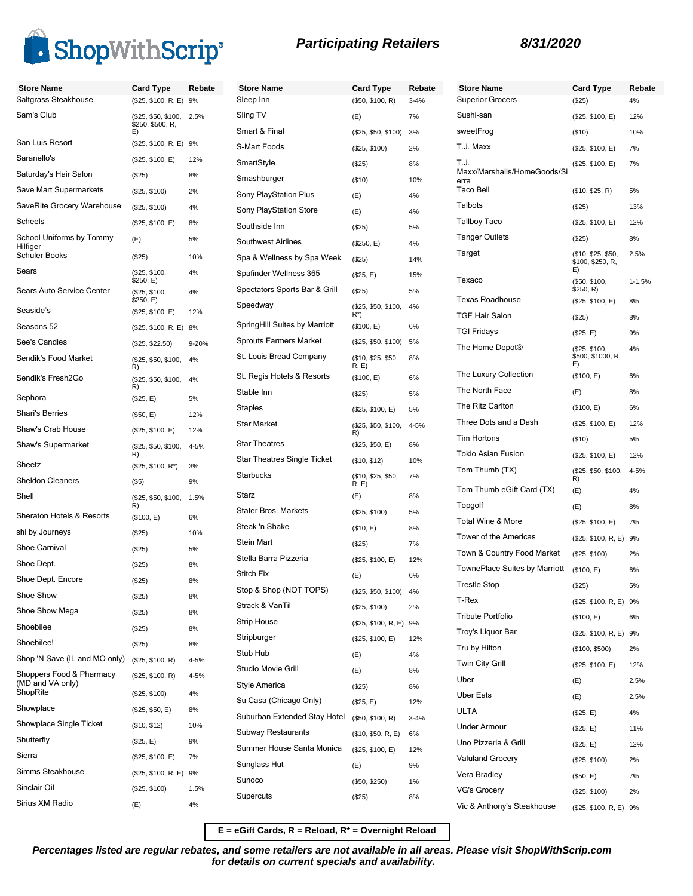ShopWithScrip®

## Participating Retailers

**8/31/2020**

| Store Name | Card Type | Rebate |
|---|---|---|
| Saltgrass Steakhouse | ($25, $100, R, E) | 9% |
| Sam's Club | ($25, $50, $100, $250, $500, R, E) | 2.5% |
| San Luis Resort | ($25, $100, R, E) | 9% |
| Saranello's | ($25, $100, E) | 12% |
| Saturday's Hair Salon | ($25) | 8% |
| Save Mart Supermarkets | ($25, $100) | 2% |
| SaveRite Grocery Warehouse | ($25, $100) | 4% |
| Scheels | ($25, $100, E) | 8% |
| School Uniforms by Tommy Hilfiger | (E) | 5% |
| Schuler Books | ($25) | 10% |
| Sears | ($25, $100, $250, E) | 4% |
| Sears Auto Service Center | ($25, $100, $250, E) | 4% |
| Seaside's | ($25, $100, E) | 12% |
| Seasons 52 | ($25, $100, R, E) | 8% |
| See's Candies | ($25, $22.50) | 9-20% |
| Sendik's Food Market | ($25, $50, $100, R) | 4% |
| Sendik's Fresh2Go | ($25, $50, $100, R) | 4% |
| Sephora | ($25, E) | 5% |
| Shari's Berries | ($50, E) | 12% |
| Shaw's Crab House | ($25, $100, E) | 12% |
| Shaw's Supermarket | ($25, $50, $100, R) | 4-5% |
| Sheetz | ($25, $100, R*) | 3% |
| Sheldon Cleaners | ($5) | 9% |
| Shell | ($25, $50, $100, R) | 1.5% |
| Sheraton Hotels & Resorts | ($100, E) | 6% |
| shi by Journeys | ($25) | 10% |
| Shoe Carnival | ($25) | 5% |
| Shoe Dept. | ($25) | 8% |
| Shoe Dept. Encore | ($25) | 8% |
| Shoe Show | ($25) | 8% |
| Shoe Show Mega | ($25) | 8% |
| Shoebilee | ($25) | 8% |
| Shoebilee! | ($25) | 8% |
| Shop 'N Save (IL and MO only) | ($25, $100, R) | 4-5% |
| Shoppers Food & Pharmacy (MD and VA only) | ($25, $100, R) | 4-5% |
| ShopRite | ($25, $100) | 4% |
| Showplace | ($25, $50, E) | 8% |
| Showplace Single Ticket | ($10, $12) | 10% |
| Shutterfly | ($25, E) | 9% |
| Sierra | ($25, $100, E) | 7% |
| Simms Steakhouse | ($25, $100, R, E) | 9% |
| Sinclair Oil | ($25, $100) | 1.5% |
| Sirius XM Radio | (E) | 4% |
| Sleep Inn | ($50, $100, R) | 3-4% |
| Sling TV | (E) | 7% |
| Smart & Final | ($25, $50, $100) | 3% |
| S-Mart Foods | ($25, $100) | 2% |
| SmartStyle | ($25) | 8% |
| Smashburger | ($10) | 10% |
| Sony PlayStation Plus | (E) | 4% |
| Sony PlayStation Store | (E) | 4% |
| Southside Inn | ($25) | 5% |
| Southwest Airlines | ($250, E) | 4% |
| Spa & Wellness by Spa Week | ($25) | 14% |
| Spafinder Wellness 365 | ($25, E) | 15% |
| Spectators Sports Bar & Grill | ($25) | 5% |
| Speedway | ($25, $50, $100, R*) | 4% |
| SpringHill Suites by Marriott | ($100, E) | 6% |
| Sprouts Farmers Market | ($25, $50, $100) | 5% |
| St. Louis Bread Company | ($10, $25, $50, R, E) | 8% |
| St. Regis Hotels & Resorts | ($100, E) | 6% |
| Stable Inn | ($25) | 5% |
| Staples | ($25, $100, E) | 5% |
| Star Market | ($25, $50, $100, R) | 4-5% |
| Star Theatres | ($25, $50, E) | 8% |
| Star Theatres Single Ticket | ($10, $12) | 10% |
| Starbucks | ($10, $25, $50, R, E) | 7% |
| Starz | (E) | 8% |
| Stater Bros. Markets | ($25, $100) | 5% |
| Steak 'n Shake | ($10, E) | 8% |
| Stein Mart | ($25) | 7% |
| Stella Barra Pizzeria | ($25, $100, E) | 12% |
| Stitch Fix | (E) | 6% |
| Stop & Shop (NOT TOPS) | ($25, $50, $100) | 4% |
| Strack & VanTil | ($25, $100) | 2% |
| Strip House | ($25, $100, R, E) | 9% |
| Stripburger | ($25, $100, E) | 12% |
| Stub Hub | (E) | 4% |
| Studio Movie Grill | (E) | 8% |
| Style America | ($25) | 8% |
| Su Casa (Chicago Only) | ($25, E) | 12% |
| Suburban Extended Stay Hotel | ($50, $100, R) | 3-4% |
| Subway Restaurants | ($10, $50, R, E) | 6% |
| Summer House Santa Monica | ($25, $100, E) | 12% |
| Sunglass Hut | (E) | 9% |
| Sunoco | ($50, $250) | 1% |
| Supercuts | ($25) | 8% |
| Superior Grocers | ($25) | 4% |
| Sushi-san | ($25, $100, E) | 12% |
| sweetFrog | ($10) | 10% |
| T.J. Maxx | ($25, $100, E) | 7% |
| T.J. Maxx/Marshalls/HomeGoods/Sierra | ($25, $100, E) | 7% |
| Taco Bell | ($10, $25, R) | 5% |
| Talbots | ($25) | 13% |
| Tallboy Taco | ($25, $100, E) | 12% |
| Tanger Outlets | ($25) | 8% |
| Target | ($10, $25, $50, $100, $250, R, E) | 2.5% |
| Texaco | ($50, $100, $250, R) | 1-1.5% |
| Texas Roadhouse | ($25, $100, E) | 8% |
| TGF Hair Salon | ($25) | 8% |
| TGI Fridays | ($25, E) | 9% |
| The Home Depot® | ($25, $100, $500, $1000, R, E) | 4% |
| The Luxury Collection | ($100, E) | 6% |
| The North Face | (E) | 8% |
| The Ritz Carlton | ($100, E) | 6% |
| Three Dots and a Dash | ($25, $100, E) | 12% |
| Tim Hortons | ($10) | 5% |
| Tokio Asian Fusion | ($25, $100, E) | 12% |
| Tom Thumb (TX) | ($25, $50, $100, R) | 4-5% |
| Tom Thumb eGift Card (TX) | (E) | 4% |
| Topgolf | (E) | 8% |
| Total Wine & More | ($25, $100, E) | 7% |
| Tower of the Americas | ($25, $100, R, E) | 9% |
| Town & Country Food Market | ($25, $100) | 2% |
| TownePlace Suites by Marriott | ($100, E) | 6% |
| Trestle Stop | ($25) | 5% |
| T-Rex | ($25, $100, R, E) | 9% |
| Tribute Portfolio | ($100, E) | 6% |
| Troy's Liquor Bar | ($25, $100, R, E) | 9% |
| Tru by Hilton | ($100, $500) | 2% |
| Twin City Grill | ($25, $100, E) | 12% |
| Uber | (E) | 2.5% |
| Uber Eats | (E) | 2.5% |
| ULTA | ($25, E) | 4% |
| Under Armour | ($25, E) | 11% |
| Uno Pizzeria & Grill | ($25, E) | 12% |
| Valuland Grocery | ($25, $100) | 2% |
| Vera Bradley | ($50, E) | 7% |
| VG's Grocery | ($25, $100) | 2% |
| Vic & Anthony's Steakhouse | ($25, $100, R, E) | 9% |

**E = eGift Cards, R = Reload, R* = Overnight Reload**

***Percentages listed are regular rebates, and some retailers are not available in all areas. Please visit ShopWithScrip.com for details on current specials and availability.***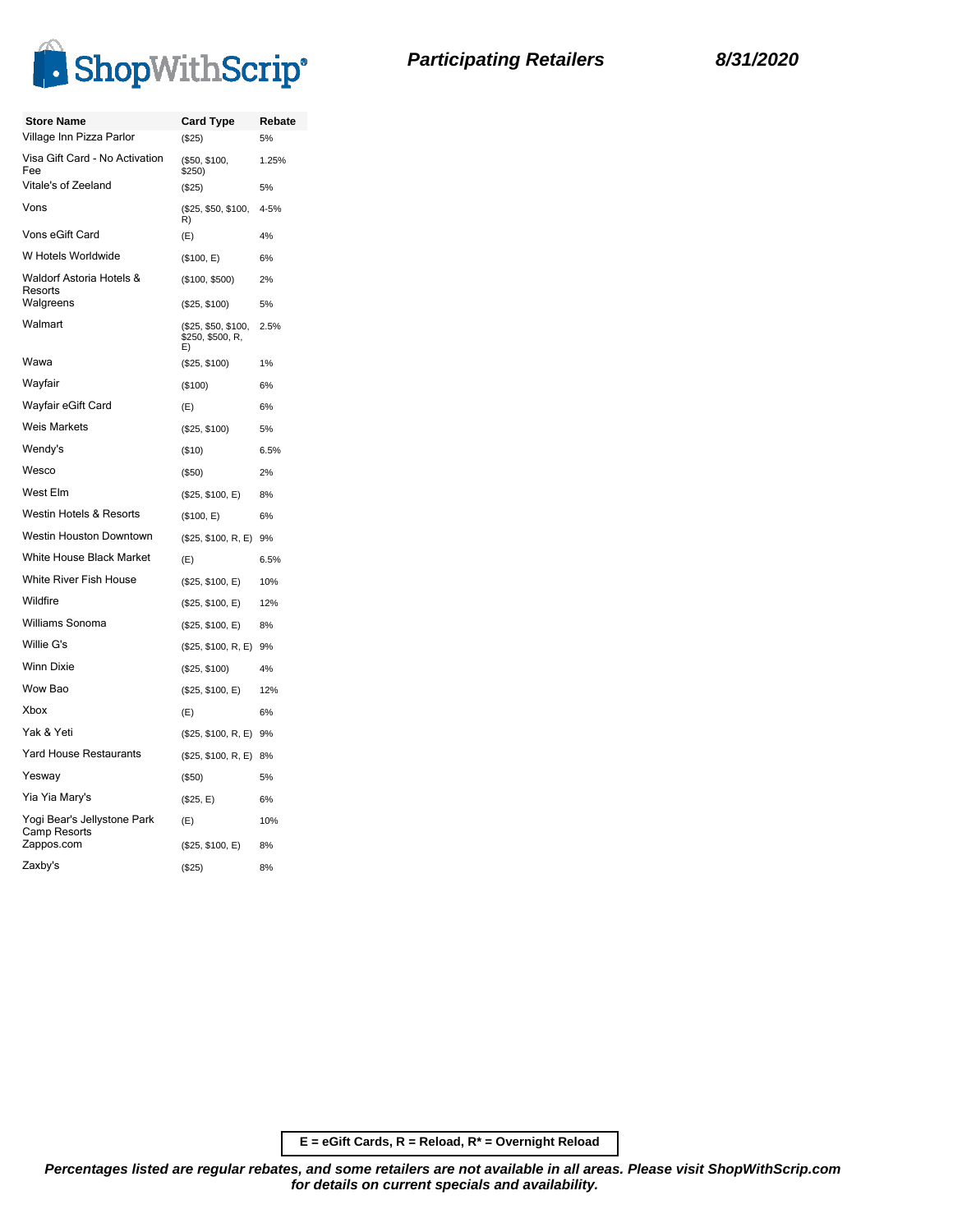ShopWithScrip®

**Participating Retailers** **8/31/2020**

| Store Name | Card Type | Rebate |
|---|---|---|
| Village Inn Pizza Parlor | ($25) | 5% |
| Visa Gift Card - No Activation Fee | ($50, $100, $250) | 1.25% |
| Vitale's of Zeeland | ($25) | 5% |
| Vons | ($25, $50, $100, R) | 4-5% |
| Vons eGift Card | (E) | 4% |
| W Hotels Worldwide | ($100, E) | 6% |
| Waldorf Astoria Hotels & Resorts | ($100, $500) | 2% |
| Walgreens | ($25, $100) | 5% |
| Walmart | ($25, $50, $100, $250, $500, R, E) | 2.5% |
| Wawa | ($25, $100) | 1% |
| Wayfair | ($100) | 6% |
| Wayfair eGift Card | (E) | 6% |
| Weis Markets | ($25, $100) | 5% |
| Wendy's | ($10) | 6.5% |
| Wesco | ($50) | 2% |
| West Elm | ($25, $100, E) | 8% |
| Westin Hotels & Resorts | ($100, E) | 6% |
| Westin Houston Downtown | ($25, $100, R, E) | 9% |
| White House Black Market | (E) | 6.5% |
| White River Fish House | ($25, $100, E) | 10% |
| Wildfire | ($25, $100, E) | 12% |
| Williams Sonoma | ($25, $100, E) | 8% |
| Willie G's | ($25, $100, R, E) | 9% |
| Winn Dixie | ($25, $100) | 4% |
| Wow Bao | ($25, $100, E) | 12% |
| Xbox | (E) | 6% |
| Yak & Yeti | ($25, $100, R, E) | 9% |
| Yard House Restaurants | ($25, $100, R, E) | 8% |
| Yesway | ($50) | 5% |
| Yia Yia Mary's | ($25, E) | 6% |
| Yogi Bear's Jellystone Park Camp Resorts | (E) | 10% |
| Zappos.com | ($25, $100, E) | 8% |
| Zaxby's | ($25) | 8% |

**E = eGift Cards, R = Reload, R* = Overnight Reload**

***Percentages listed are regular rebates, and some retailers are not available in all areas. Please visit ShopWithScrip.com for details on current specials and availability.***